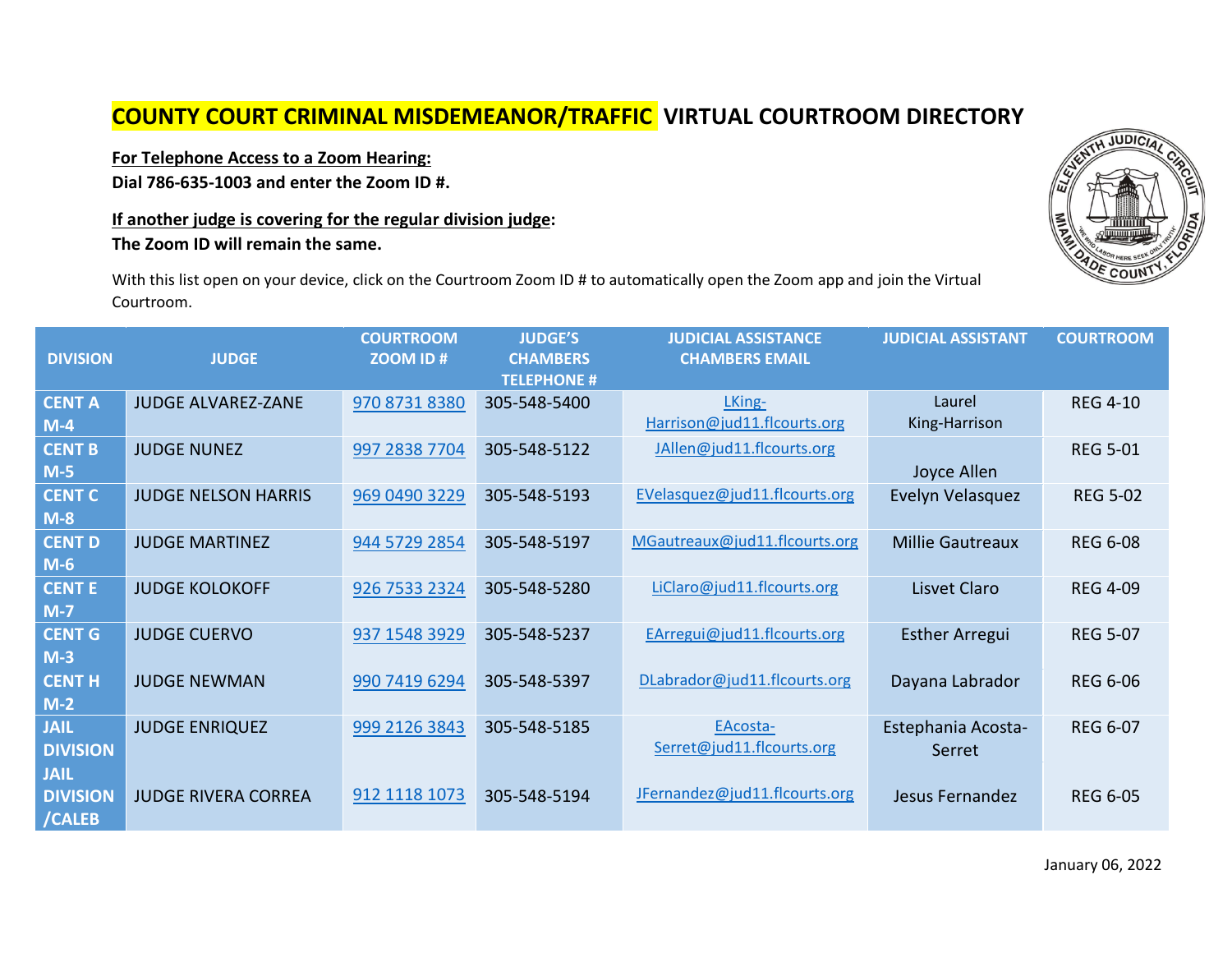# COUNTY COURT CRIMINAL MISDEMEANOR/TRAFFIC VIRTUAL COURTROOM DIRECTORY

**For Telephone Access to a Zoom Hearing:**
**Dial 786-635-1003 and enter the Zoom ID #.**

**If another judge is covering for the regular division judge:**
**The Zoom ID will remain the same.**

With this list open on your device, click on the Courtroom Zoom ID # to automatically open the Zoom app and join the Virtual Courtroom.

| DIVISION | JUDGE | COURTROOM ZOOM ID # | JUDGE'S CHAMBERS TELEPHONE # | JUDICIAL ASSISTANCE CHAMBERS EMAIL | JUDICIAL ASSISTANT | COURTROOM |
|---|---|---|---|---|---|---|
| CENT A M-4 | JUDGE ALVAREZ-ZANE | 970 8731 8380 | 305-548-5400 | LKing-Harrison@jud11.flcourts.org | Laurel King-Harrison | REG 4-10 |
| CENT B M-5 | JUDGE NUNEZ | 997 2838 7704 | 305-548-5122 | JAllen@jud11.flcourts.org | Joyce Allen | REG 5-01 |
| CENT C M-8 | JUDGE NELSON HARRIS | 969 0490 3229 | 305-548-5193 | EVelasquez@jud11.flcourts.org | Evelyn Velasquez | REG 5-02 |
| CENT D M-6 | JUDGE MARTINEZ | 944 5729 2854 | 305-548-5197 | MGautreaux@jud11.flcourts.org | Millie Gautreaux | REG 6-08 |
| CENT E M-7 | JUDGE KOLOKOFF | 926 7533 2324 | 305-548-5280 | LiClaro@jud11.flcourts.org | Lisvet Claro | REG 4-09 |
| CENT G M-3 | JUDGE CUERVO | 937 1548 3929 | 305-548-5237 | EArregui@jud11.flcourts.org | Esther Arregui | REG 5-07 |
| CENT H M-2 | JUDGE NEWMAN | 990 7419 6294 | 305-548-5397 | DLabrador@jud11.flcourts.org | Dayana Labrador | REG 6-06 |
| JAIL DIVISION | JUDGE ENRIQUEZ | 999 2126 3843 | 305-548-5185 | EAcosta-Serret@jud11.flcourts.org | Estephania Acosta-Serret | REG 6-07 |
| JAIL DIVISION /CALEB | JUDGE RIVERA CORREA | 912 1118 1073 | 305-548-5194 | JFernandez@jud11.flcourts.org | Jesus Fernandez | REG 6-05 |

January 06, 2022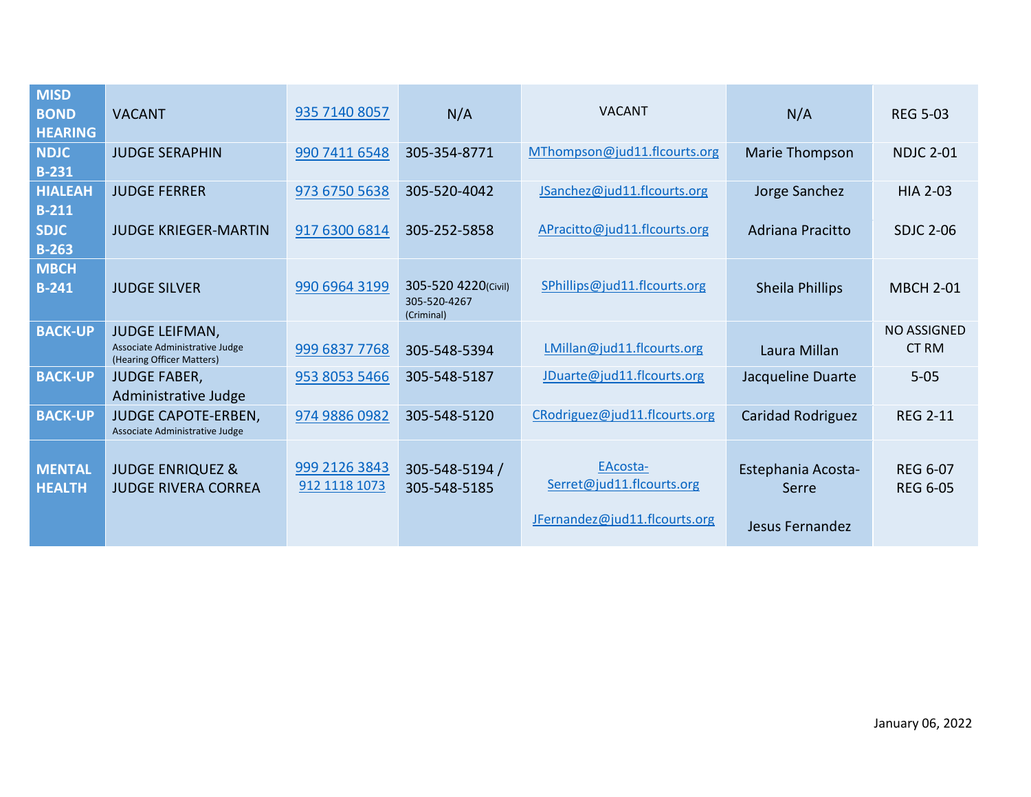| | | | | | | |
|---|---|---|---|---|---|---|
| **MISD BOND HEARING** | VACANT | 935 7140 8057 | N/A | VACANT | N/A | REG 5-03 |
| **NDJC B-231** | JUDGE SERAPHIN | 990 7411 6548 | 305-354-8771 | MThompson@jud11.flcourts.org | Marie Thompson | NDJC 2-01 |
| **HIALEAH B-211** | JUDGE FERRER | 973 6750 5638 | 305-520-4042 | JSanchez@jud11.flcourts.org | Jorge Sanchez | HIA 2-03 |
| **SDJC B-263** | JUDGE KRIEGER-MARTIN | 917 6300 6814 | 305-252-5858 | APracitto@jud11.flcourts.org | Adriana Pracitto | SDJC 2-06 |
| **MBCH B-241** | JUDGE SILVER | 990 6964 3199 | 305-520 4220(Civil) 305-520-4267 (Criminal) | SPhillips@jud11.flcourts.org | Sheila Phillips | MBCH 2-01 |
| **BACK-UP** | JUDGE LEIFMAN, Associate Administrative Judge (Hearing Officer Matters) | 999 6837 7768 | 305-548-5394 | LMillan@jud11.flcourts.org | Laura Millan | NO ASSIGNED CT RM |
| **BACK-UP** | JUDGE FABER, Administrative Judge | 953 8053 5466 | 305-548-5187 | JDuarte@jud11.flcourts.org | Jacqueline Duarte | 5-05 |
| **BACK-UP** | JUDGE CAPOTE-ERBEN, Associate Administrative Judge | 974 9886 0982 | 305-548-5120 | CRodriguez@jud11.flcourts.org | Caridad Rodriguez | REG 2-11 |
| **MENTAL HEALTH** | JUDGE ENRIQUEZ & JUDGE RIVERA CORREA | 999 2126 3843 912 1118 1073 | 305-548-5194 / 305-548-5185 | EAcosta-Serret@jud11.flcourts.org JFernandez@jud11.flcourts.org | Estephania Acosta-Serre Jesus Fernandez | REG 6-07 REG 6-05 |

January 06, 2022